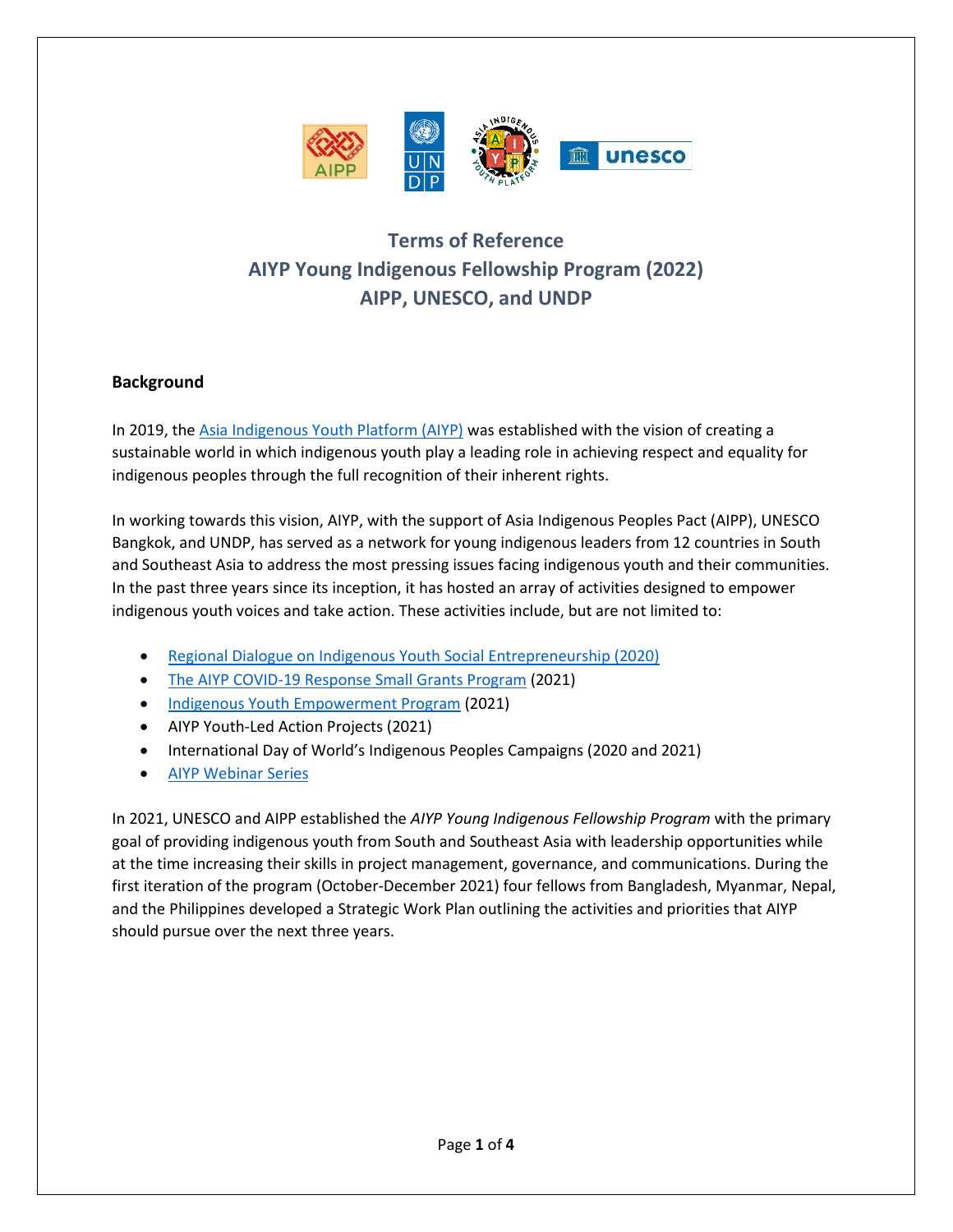# Terms of Reference
# AIYP Young Indigenous Fellowship Program (2022)
# AIPP, UNESCO, and UNDP

## Background

In 2019, the Asia Indigenous Youth Platform (AIYP) was established with the vision of creating a sustainable world in which indigenous youth play a leading role in achieving respect and equality for indigenous peoples through the full recognition of their inherent rights.

In working towards this vision, AIYP, with the support of Asia Indigenous Peoples Pact (AIPP), UNESCO Bangkok, and UNDP, has served as a network for young indigenous leaders from 12 countries in South and Southeast Asia to address the most pressing issues facing indigenous youth and their communities. In the past three years since its inception, it has hosted an array of activities designed to empower indigenous youth voices and take action. These activities include, but are not limited to:

- Regional Dialogue on Indigenous Youth Social Entrepreneurship (2020)
- The AIYP COVID-19 Response Small Grants Program (2021)
- Indigenous Youth Empowerment Program (2021)
- AIYP Youth-Led Action Projects (2021)
- International Day of World's Indigenous Peoples Campaigns (2020 and 2021)
- AIYP Webinar Series

In 2021, UNESCO and AIPP established the *AIYP Young Indigenous Fellowship Program* with the primary goal of providing indigenous youth from South and Southeast Asia with leadership opportunities while at the time increasing their skills in project management, governance, and communications. During the first iteration of the program (October-December 2021) four fellows from Bangladesh, Myanmar, Nepal, and the Philippines developed a Strategic Work Plan outlining the activities and priorities that AIYP should pursue over the next three years.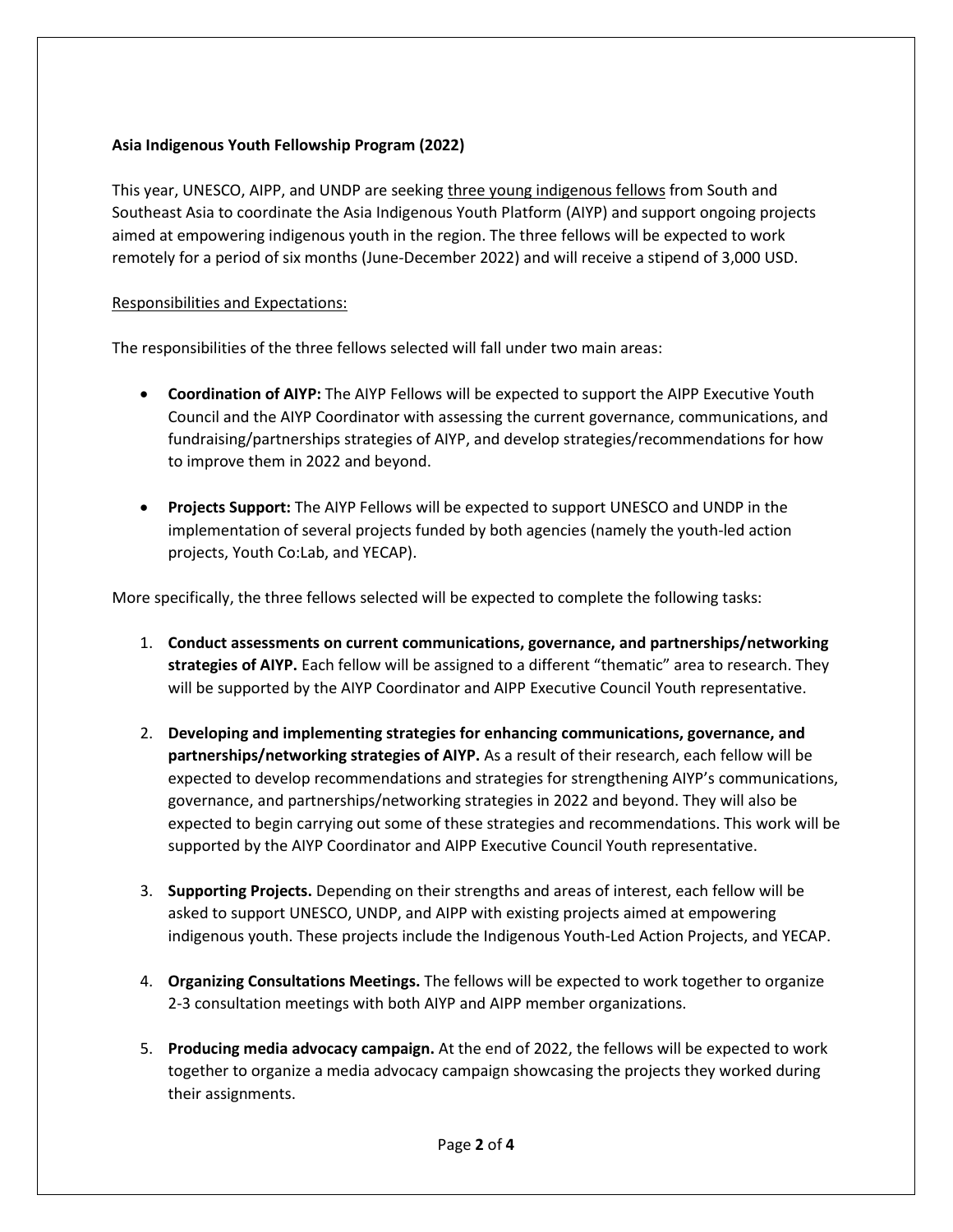**Asia Indigenous Youth Fellowship Program (2022)**

This year, UNESCO, AIPP, and UNDP are seeking three young indigenous fellows from South and Southeast Asia to coordinate the Asia Indigenous Youth Platform (AIYP) and support ongoing projects aimed at empowering indigenous youth in the region. The three fellows will be expected to work remotely for a period of six months (June-December 2022) and will receive a stipend of 3,000 USD.

Responsibilities and Expectations:

The responsibilities of the three fellows selected will fall under two main areas:

- **Coordination of AIYP:** The AIYP Fellows will be expected to support the AIPP Executive Youth Council and the AIYP Coordinator with assessing the current governance, communications, and fundraising/partnerships strategies of AIYP, and develop strategies/recommendations for how to improve them in 2022 and beyond.
- **Projects Support:** The AIYP Fellows will be expected to support UNESCO and UNDP in the implementation of several projects funded by both agencies (namely the youth-led action projects, Youth Co:Lab, and YECAP).

More specifically, the three fellows selected will be expected to complete the following tasks:

1. **Conduct assessments on current communications, governance, and partnerships/networking strategies of AIYP.** Each fellow will be assigned to a different "thematic" area to research. They will be supported by the AIYP Coordinator and AIPP Executive Council Youth representative.
2. **Developing and implementing strategies for enhancing communications, governance, and partnerships/networking strategies of AIYP.** As a result of their research, each fellow will be expected to develop recommendations and strategies for strengthening AIYP's communications, governance, and partnerships/networking strategies in 2022 and beyond. They will also be expected to begin carrying out some of these strategies and recommendations. This work will be supported by the AIYP Coordinator and AIPP Executive Council Youth representative.
3. **Supporting Projects.** Depending on their strengths and areas of interest, each fellow will be asked to support UNESCO, UNDP, and AIPP with existing projects aimed at empowering indigenous youth. These projects include the Indigenous Youth-Led Action Projects, and YECAP.
4. **Organizing Consultations Meetings.** The fellows will be expected to work together to organize 2-3 consultation meetings with both AIYP and AIPP member organizations.
5. **Producing media advocacy campaign.** At the end of 2022, the fellows will be expected to work together to organize a media advocacy campaign showcasing the projects they worked during their assignments.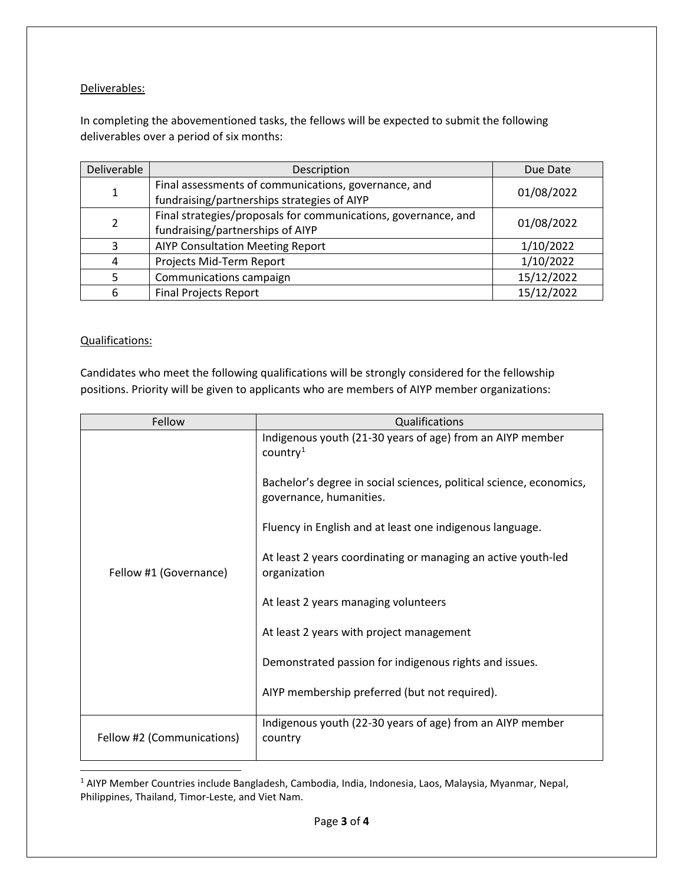Deliverables:

In completing the abovementioned tasks, the fellows will be expected to submit the following deliverables over a period of six months:

| Deliverable | Description | Due Date |
|---|---|---|
| 1 | Final assessments of communications, governance, and fundraising/partnerships strategies of AIYP | 01/08/2022 |
| 2 | Final strategies/proposals for communications, governance, and fundraising/partnerships of AIYP | 01/08/2022 |
| 3 | AIYP Consultation Meeting Report | 1/10/2022 |
| 4 | Projects Mid-Term Report | 1/10/2022 |
| 5 | Communications campaign | 15/12/2022 |
| 6 | Final Projects Report | 15/12/2022 |

Qualifications:

Candidates who meet the following qualifications will be strongly considered for the fellowship positions. Priority will be given to applicants who are members of AIYP member organizations:

| Fellow | Qualifications |
|---|---|
| Fellow #1 (Governance) | Indigenous youth (21-30 years of age) from an AIYP member country[1]<br><br>Bachelor's degree in social sciences, political science, economics, governance, humanities.<br><br>Fluency in English and at least one indigenous language.<br><br>At least 2 years coordinating or managing an active youth-led organization<br><br>At least 2 years managing volunteers<br><br>At least 2 years with project management<br><br>Demonstrated passion for indigenous rights and issues.<br><br>AIYP membership preferred (but not required). |
| Fellow #2 (Communications) | Indigenous youth (22-30 years of age) from an AIYP member country |

[1] AIYP Member Countries include Bangladesh, Cambodia, India, Indonesia, Laos, Malaysia, Myanmar, Nepal, Philippines, Thailand, Timor-Leste, and Viet Nam.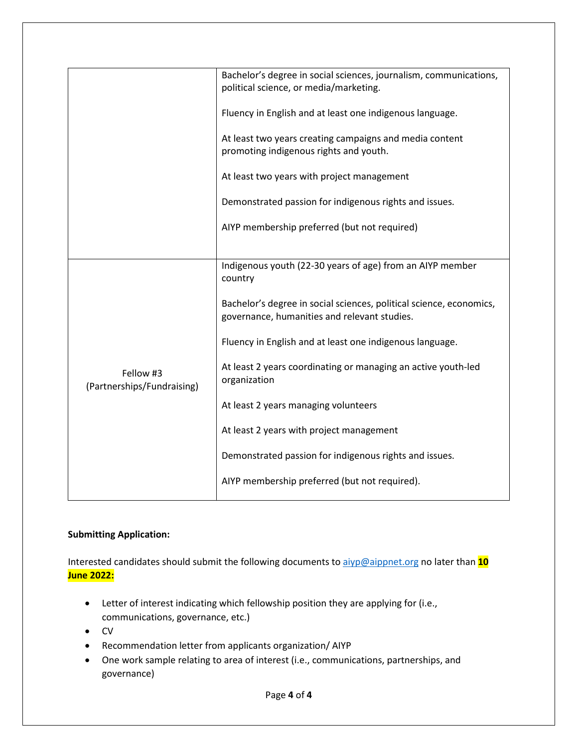| | |
|---|---|
| | Bachelor's degree in social sciences, journalism, communications, political science, or media/marketing.<br><br>Fluency in English and at least one indigenous language.<br><br>At least two years creating campaigns and media content promoting indigenous rights and youth.<br><br>At least two years with project management<br><br>Demonstrated passion for indigenous rights and issues.<br><br>AIYP membership preferred (but not required) |
| Fellow #3 (Partnerships/Fundraising) | Indigenous youth (22-30 years of age) from an AIYP member country<br><br>Bachelor's degree in social sciences, political science, economics, governance, humanities and relevant studies.<br><br>Fluency in English and at least one indigenous language.<br><br>At least 2 years coordinating or managing an active youth-led organization<br><br>At least 2 years managing volunteers<br><br>At least 2 years with project management<br><br>Demonstrated passion for indigenous rights and issues.<br><br>AIYP membership preferred (but not required). |

**Submitting Application:**

Interested candidates should submit the following documents to aiyp@aippnet.org no later than **10 June 2022:**

- Letter of interest indicating which fellowship position they are applying for (i.e., communications, governance, etc.)
- CV
- Recommendation letter from applicants organization/ AIYP
- One work sample relating to area of interest (i.e., communications, partnerships, and governance)